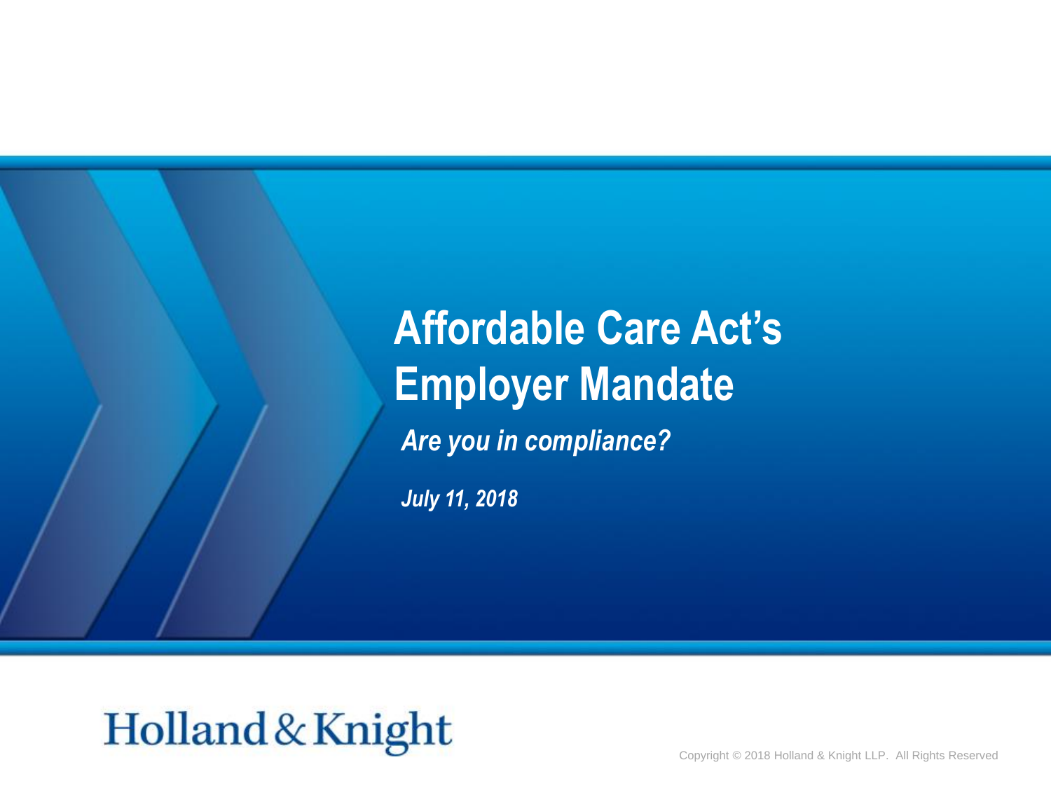# Affordable Care Act's Employer Mandate

***Are you in compliance?***

***July 11, 2018***

Holland & Knight

Copyright © 2018 Holland & Knight LLP. All Rights Reserved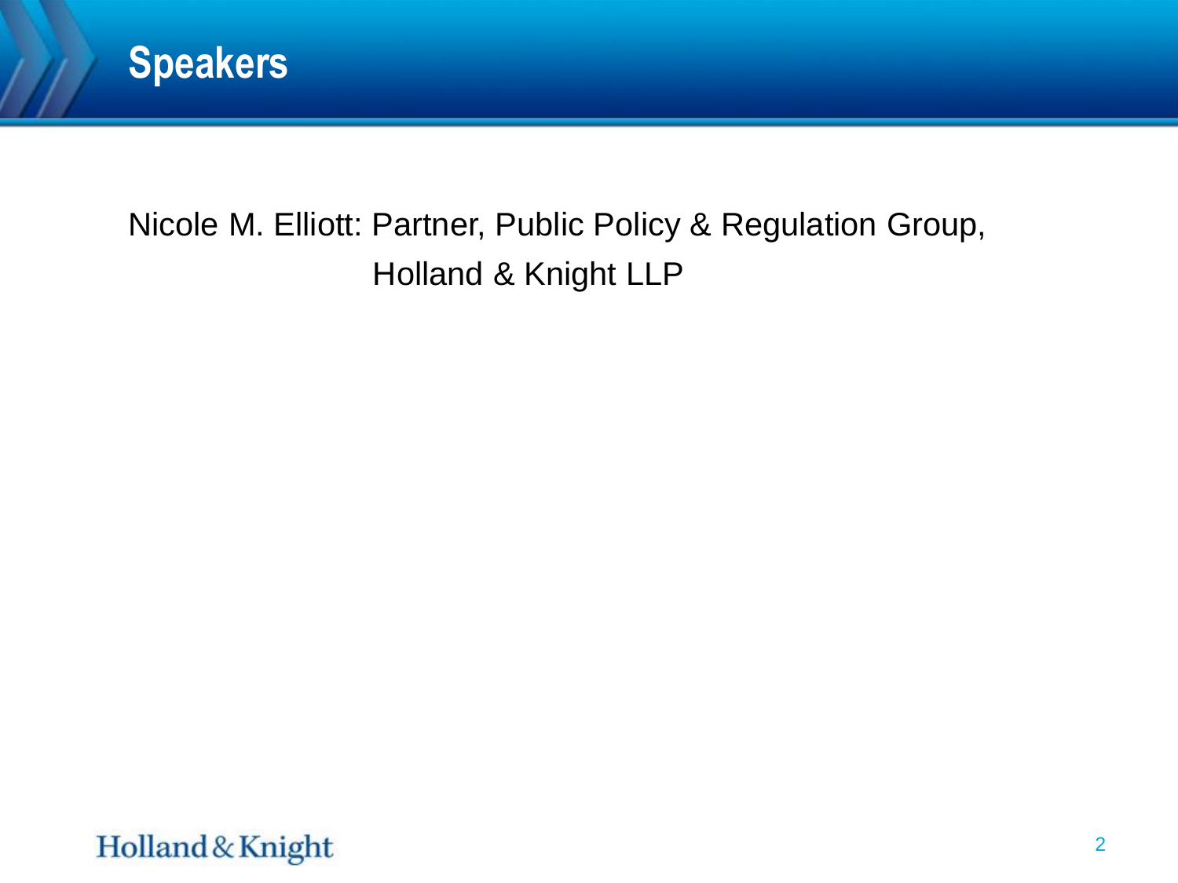# Speakers

Nicole M. Elliott: Partner, Public Policy & Regulation Group, Holland & Knight LLP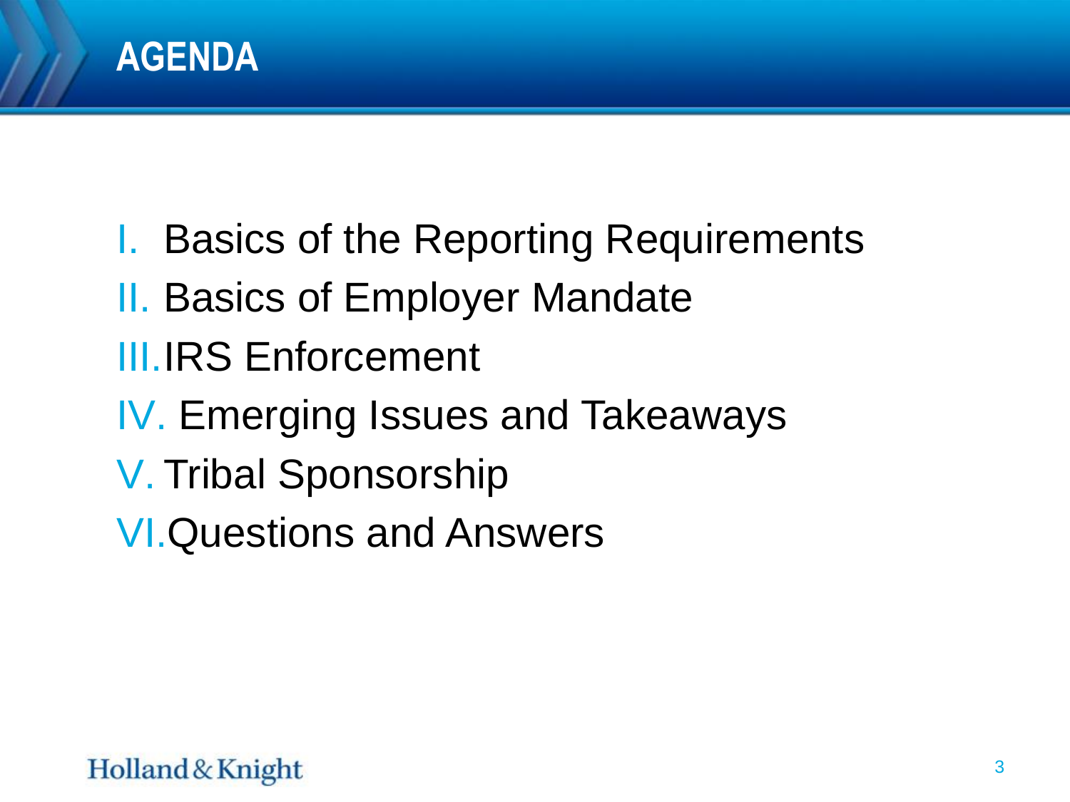# AGENDA

I. Basics of the Reporting Requirements
II. Basics of Employer Mandate
III. IRS Enforcement
IV. Emerging Issues and Takeaways
V. Tribal Sponsorship
VI. Questions and Answers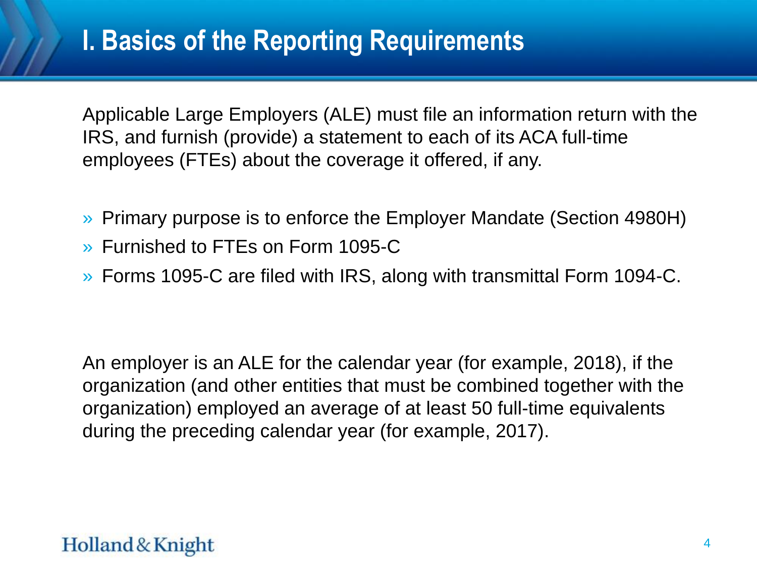# I. Basics of the Reporting Requirements

Applicable Large Employers (ALE) must file an information return with the IRS, and furnish (provide) a statement to each of its ACA full-time employees (FTEs) about the coverage it offered, if any.

- Primary purpose is to enforce the Employer Mandate (Section 4980H)
- Furnished to FTEs on Form 1095-C
- Forms 1095-C are filed with IRS, along with transmittal Form 1094-C.

An employer is an ALE for the calendar year (for example, 2018), if the organization (and other entities that must be combined together with the organization) employed an average of at least 50 full-time equivalents during the preceding calendar year (for example, 2017).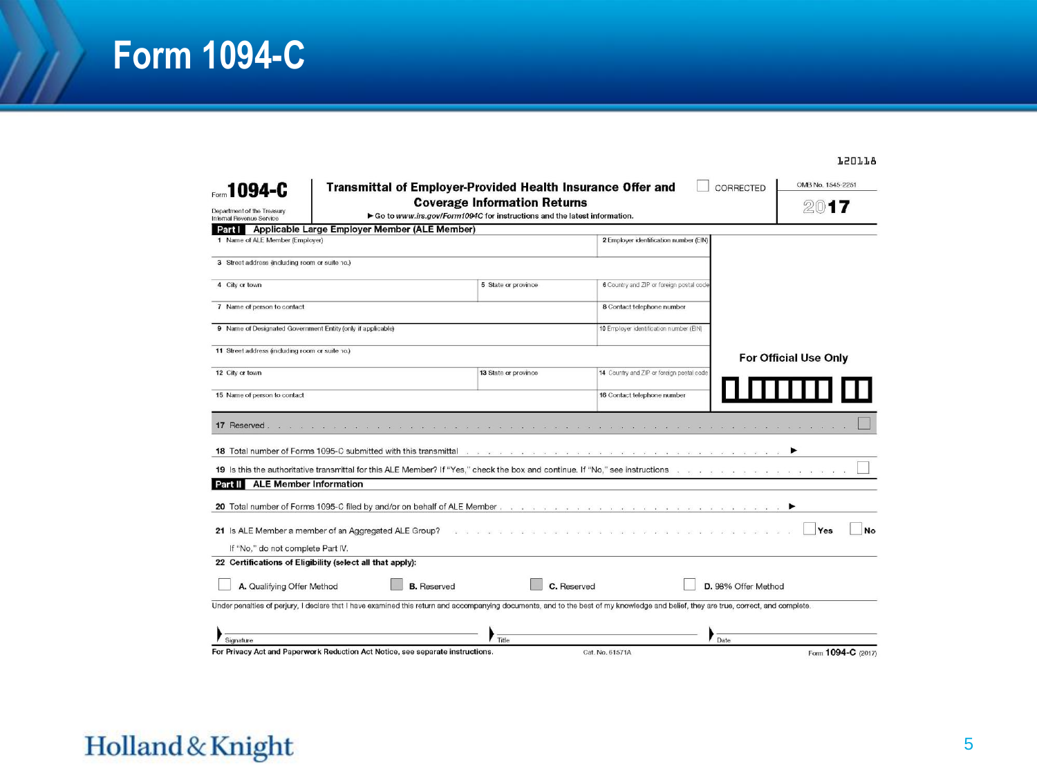# Form 1094-C

120118

Form **1094-C**

Department of the Treasury
Internal Revenue Service

**Transmittal of Employer-Provided Health Insurance Offer and Coverage Information Returns**

► Go to *www.irs.gov/Form1094C* for instructions and the latest information.

☐ CORRECTED

OMB No. 1545-2251

**2017**

**Part I — Applicable Large Employer Member (ALE Member)**

| | | |
|---|---|---|
| 1 Name of ALE Member (Employer) | | 2 Employer identification number (EIN) |
| 3 Street address (including room or suite no.) | | |
| 4 City or town | 5 State or province | 6 Country and ZIP or foreign postal code |
| 7 Name of person to contact | | 8 Contact telephone number |
| 9 Name of Designated Government Entity (only if applicable) | | 10 Employer identification number (EIN) |
| 11 Street address (including room or suite no.) | | |
| 12 City or town | 13 State or province | 14 Country and ZIP or foreign postal code |
| 15 Name of person to contact | | 16 Contact telephone number |

For Official Use Only

17 Reserved . . . ☐

18 Total number of Forms 1095-C submitted with this transmittal . . . ►

19 Is this the authoritative transmittal for this ALE Member? If "Yes," check the box and continue. If "No," see instructions . . . ☐

**Part II — ALE Member Information**

20 Total number of Forms 1095-C filed by and/or on behalf of ALE Member . . . ►

21 Is ALE Member a member of an Aggregated ALE Group? . . . ☐ **Yes** ☐ **No**

If "No," do not complete Part IV.

**22 Certifications of Eligibility (select all that apply):**

☐ **A.** Qualifying Offer Method ☐ **B.** Reserved ☐ **C.** Reserved ☐ **D.** 98% Offer Method

Under penalties of perjury, I declare that I have examined this return and accompanying documents, and to the best of my knowledge and belief, they are true, correct, and complete.

► Signature ► Title ► Date

**For Privacy Act and Paperwork Reduction Act Notice, see separate instructions.** Cat. No. 61571A Form **1094-C** (2017)

Holland & Knight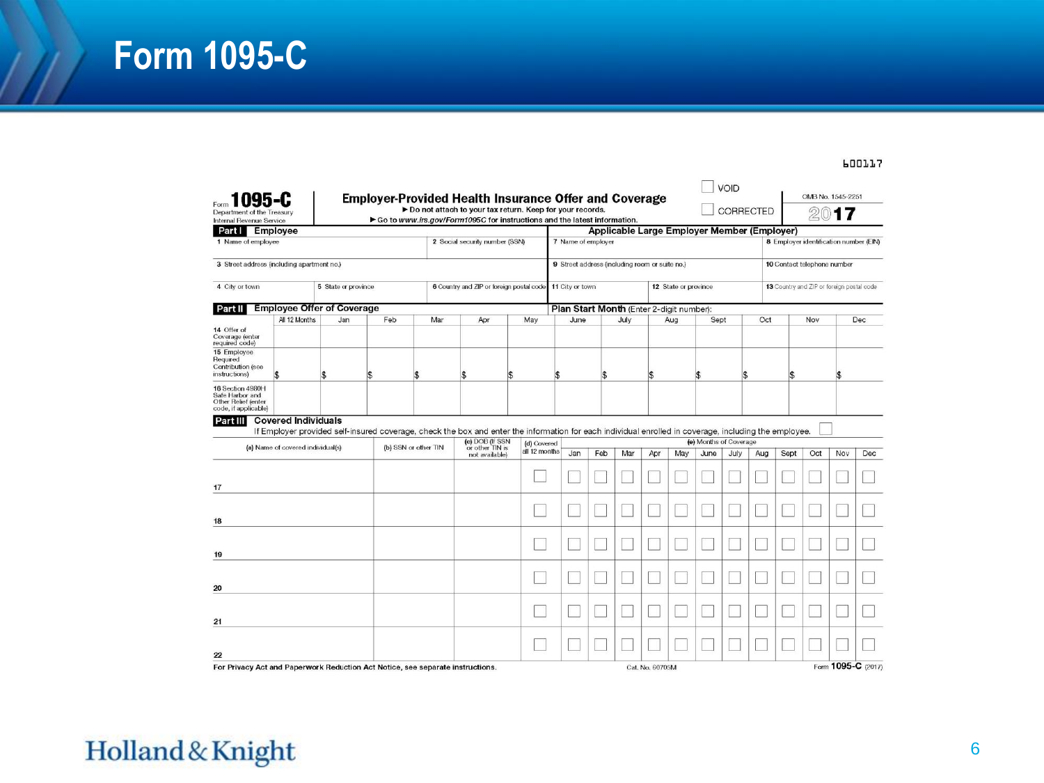# Form 1095-C

600117

Form **1095-C**
Department of the Treasury
Internal Revenue Service

**Employer-Provided Health Insurance Offer and Coverage**
► Do not attach to your tax return. Keep for your records.
► Go to *www.irs.gov/Form1095C* for instructions and the latest information.

☐ VOID
☐ CORRECTED

OMB No. 1545-2251
**2017**

**Part I Employee** | **Applicable Large Employer Member (Employer)**

| 1 Name of employee | 2 Social security number (SSN) | 7 Name of employer | 8 Employer identification number (EIN) |
|---|---|---|---|
| 3 Street address (including apartment no.) | | 9 Street address (including room or suite no.) | 10 Contact telephone number |
| 4 City or town / 5 State or province | 6 Country and ZIP or foreign postal code | 11 City or town / 12 State or province | 13 Country and ZIP or foreign postal code |

**Part II Employee Offer of Coverage** — **Plan Start Month** (Enter 2-digit number):

| | All 12 Months | Jan | Feb | Mar | Apr | May | June | July | Aug | Sept | Oct | Nov | Dec |
|---|---|---|---|---|---|---|---|---|---|---|---|---|---|
| 14 Offer of Coverage (enter required code) | | | | | | | | | | | | | |
| 15 Employee Required Contribution (see instructions) | $ | $ | $ | $ | $ | $ | $ | $ | $ | $ | $ | $ | $ |
| 16 Section 4980H Safe Harbor and Other Relief (enter code, if applicable) | | | | | | | | | | | | | |

**Part III Covered Individuals**
If Employer provided self-insured coverage, check the box and enter the information for each individual enrolled in coverage, including the employee. ☐

| | (a) Name of covered individual(s) | (b) SSN or other TIN | (c) DOB (If SSN or other TIN is not available) | (d) Covered all 12 months | (e) Months of Coverage Jan | Feb | Mar | Apr | May | June | July | Aug | Sept | Oct | Nov | Dec |
|---|---|---|---|---|---|---|---|---|---|---|---|---|---|---|---|---|
| 17 | | | | ☐ | ☐ | ☐ | ☐ | ☐ | ☐ | ☐ | ☐ | ☐ | ☐ | ☐ | ☐ | ☐ |
| 18 | | | | ☐ | ☐ | ☐ | ☐ | ☐ | ☐ | ☐ | ☐ | ☐ | ☐ | ☐ | ☐ | ☐ |
| 19 | | | | ☐ | ☐ | ☐ | ☐ | ☐ | ☐ | ☐ | ☐ | ☐ | ☐ | ☐ | ☐ | ☐ |
| 20 | | | | ☐ | ☐ | ☐ | ☐ | ☐ | ☐ | ☐ | ☐ | ☐ | ☐ | ☐ | ☐ | ☐ |
| 21 | | | | ☐ | ☐ | ☐ | ☐ | ☐ | ☐ | ☐ | ☐ | ☐ | ☐ | ☐ | ☐ | ☐ |
| 22 | | | | ☐ | ☐ | ☐ | ☐ | ☐ | ☐ | ☐ | ☐ | ☐ | ☐ | ☐ | ☐ | ☐ |

For Privacy Act and Paperwork Reduction Act Notice, see separate instructions. Cat. No. 60705M Form **1095-C** (2017)

Holland & Knight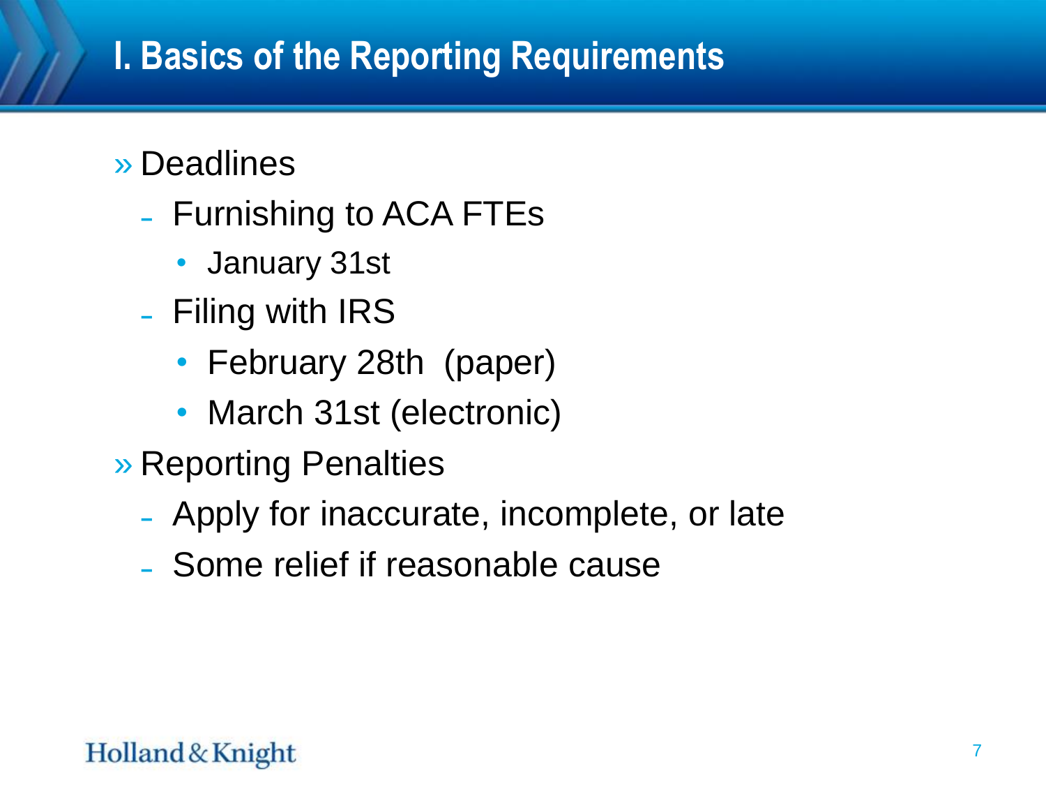# I. Basics of the Reporting Requirements

- Deadlines
  - Furnishing to ACA FTEs
    - January 31st
  - Filing with IRS
    - February 28th (paper)
    - March 31st (electronic)
- Reporting Penalties
  - Apply for inaccurate, incomplete, or late
  - Some relief if reasonable cause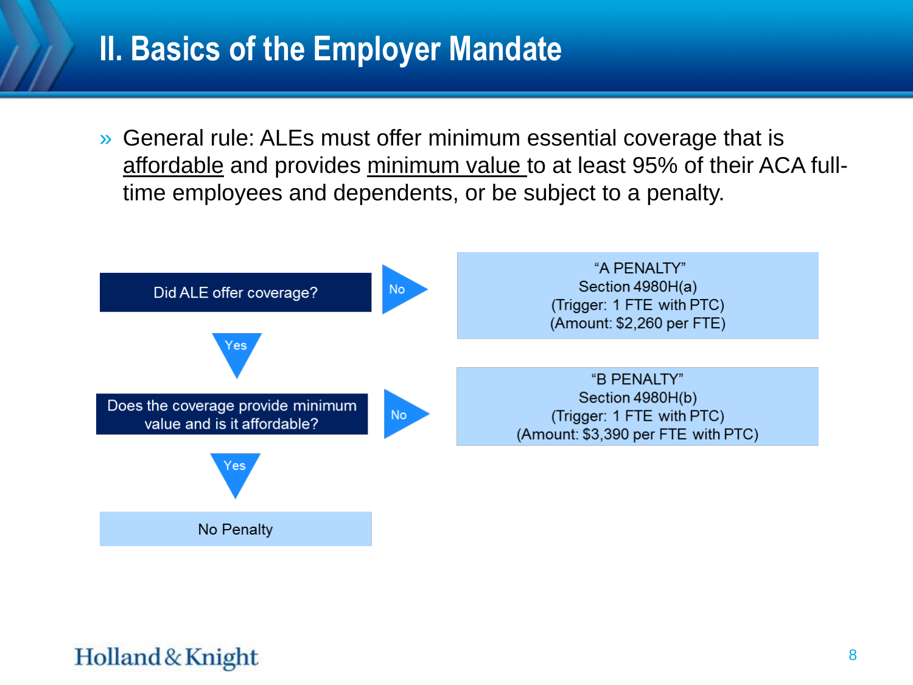# II. Basics of the Employer Mandate

- General rule: ALEs must offer minimum essential coverage that is affordable and provides minimum value to at least 95% of their ACA full-time employees and dependents, or be subject to a penalty.

Did ALE offer coverage?

No → "A PENALTY"
Section 4980H(a)
(Trigger: 1 FTE with PTC)
(Amount: $2,260 per FTE)

Yes ↓

Does the coverage provide minimum value and is it affordable?

No → "B PENALTY"
Section 4980H(b)
(Trigger: 1 FTE with PTC)
(Amount: $3,390 per FTE with PTC)

Yes ↓

No Penalty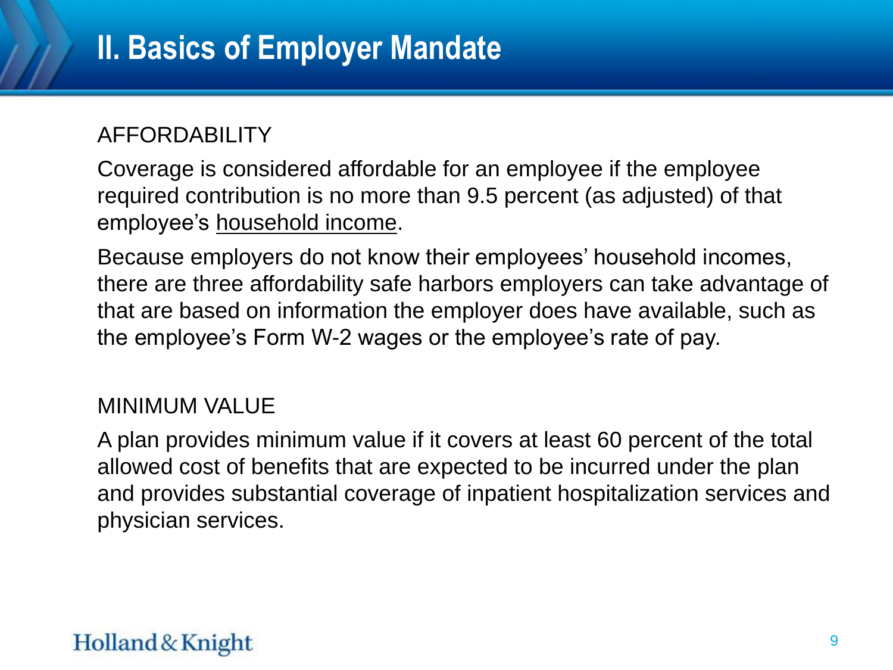# II. Basics of Employer Mandate

## AFFORDABILITY

Coverage is considered affordable for an employee if the employee required contribution is no more than 9.5 percent (as adjusted) of that employee's household income.

Because employers do not know their employees' household incomes, there are three affordability safe harbors employers can take advantage of that are based on information the employer does have available, such as the employee's Form W-2 wages or the employee's rate of pay.

## MINIMUM VALUE

A plan provides minimum value if it covers at least 60 percent of the total allowed cost of benefits that are expected to be incurred under the plan and provides substantial coverage of inpatient hospitalization services and physician services.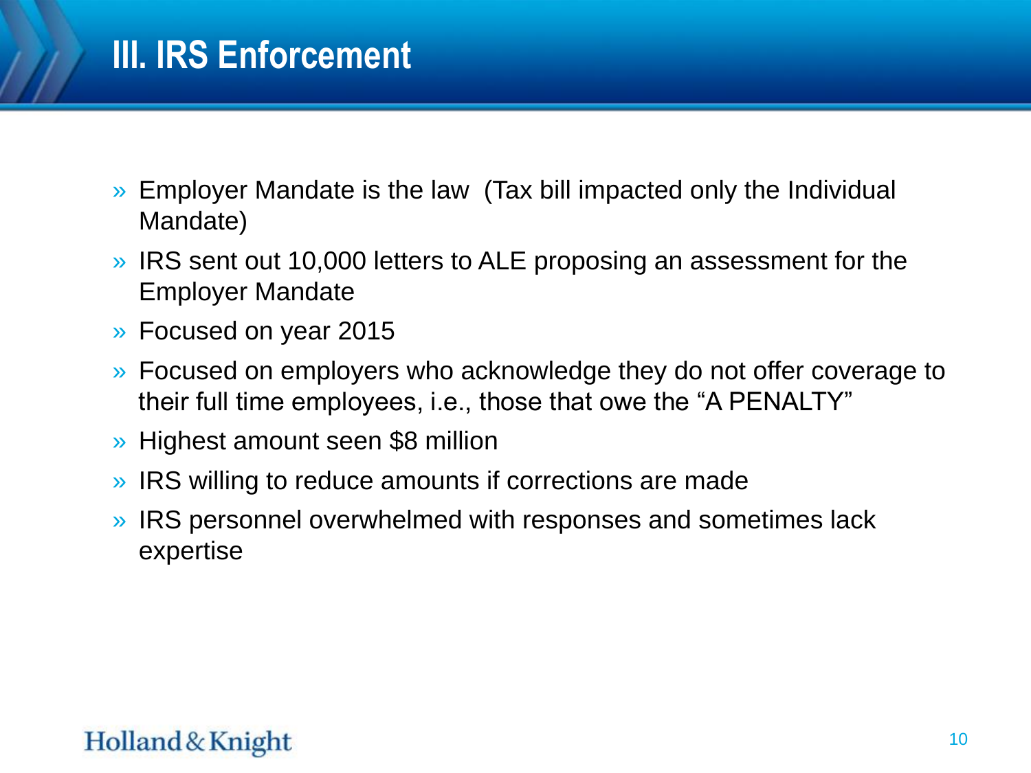# III. IRS Enforcement

- Employer Mandate is the law (Tax bill impacted only the Individual Mandate)
- IRS sent out 10,000 letters to ALE proposing an assessment for the Employer Mandate
- Focused on year 2015
- Focused on employers who acknowledge they do not offer coverage to their full time employees, i.e., those that owe the "A PENALTY"
- Highest amount seen $8 million
- IRS willing to reduce amounts if corrections are made
- IRS personnel overwhelmed with responses and sometimes lack expertise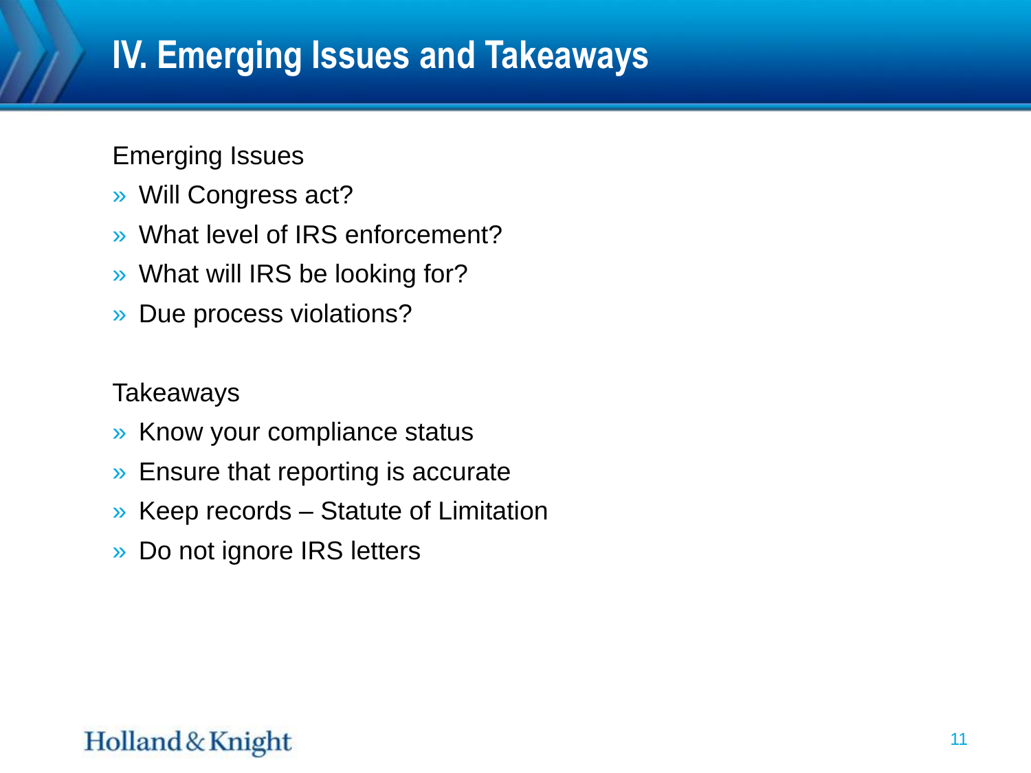# IV. Emerging Issues and Takeaways

Emerging Issues

- Will Congress act?
- What level of IRS enforcement?
- What will IRS be looking for?
- Due process violations?

Takeaways

- Know your compliance status
- Ensure that reporting is accurate
- Keep records – Statute of Limitation
- Do not ignore IRS letters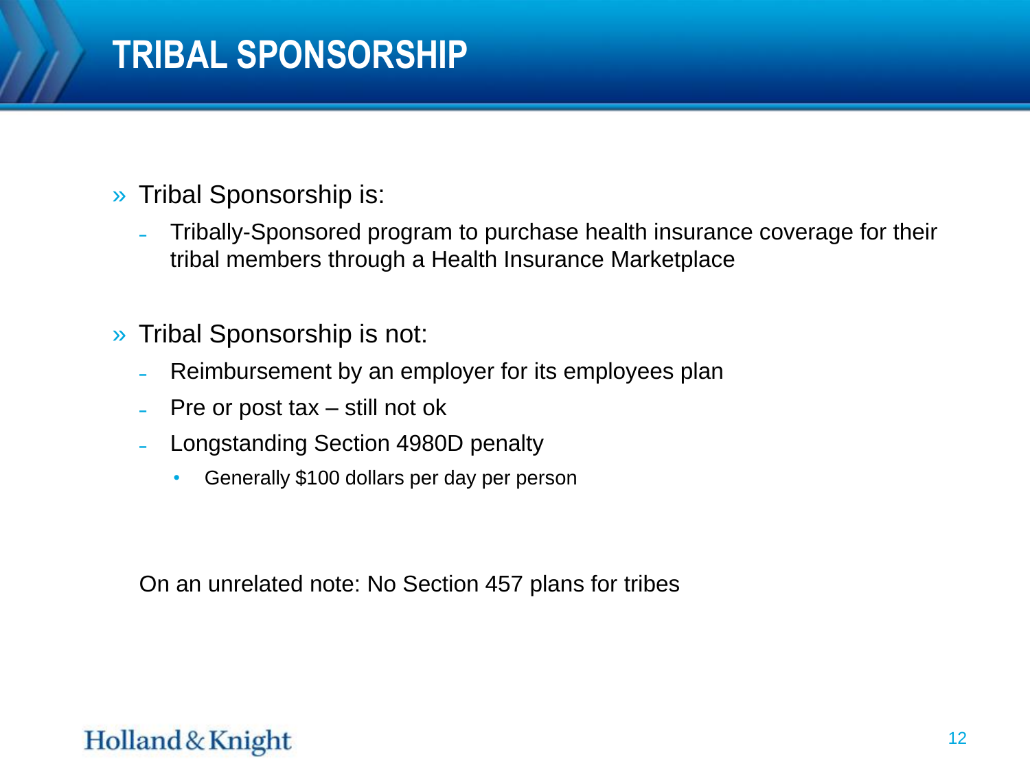# TRIBAL SPONSORSHIP

- Tribal Sponsorship is:
  - Tribally-Sponsored program to purchase health insurance coverage for their tribal members through a Health Insurance Marketplace
- Tribal Sponsorship is not:
  - Reimbursement by an employer for its employees plan
  - Pre or post tax – still not ok
  - Longstanding Section 4980D penalty
    - Generally $100 dollars per day per person

On an unrelated note: No Section 457 plans for tribes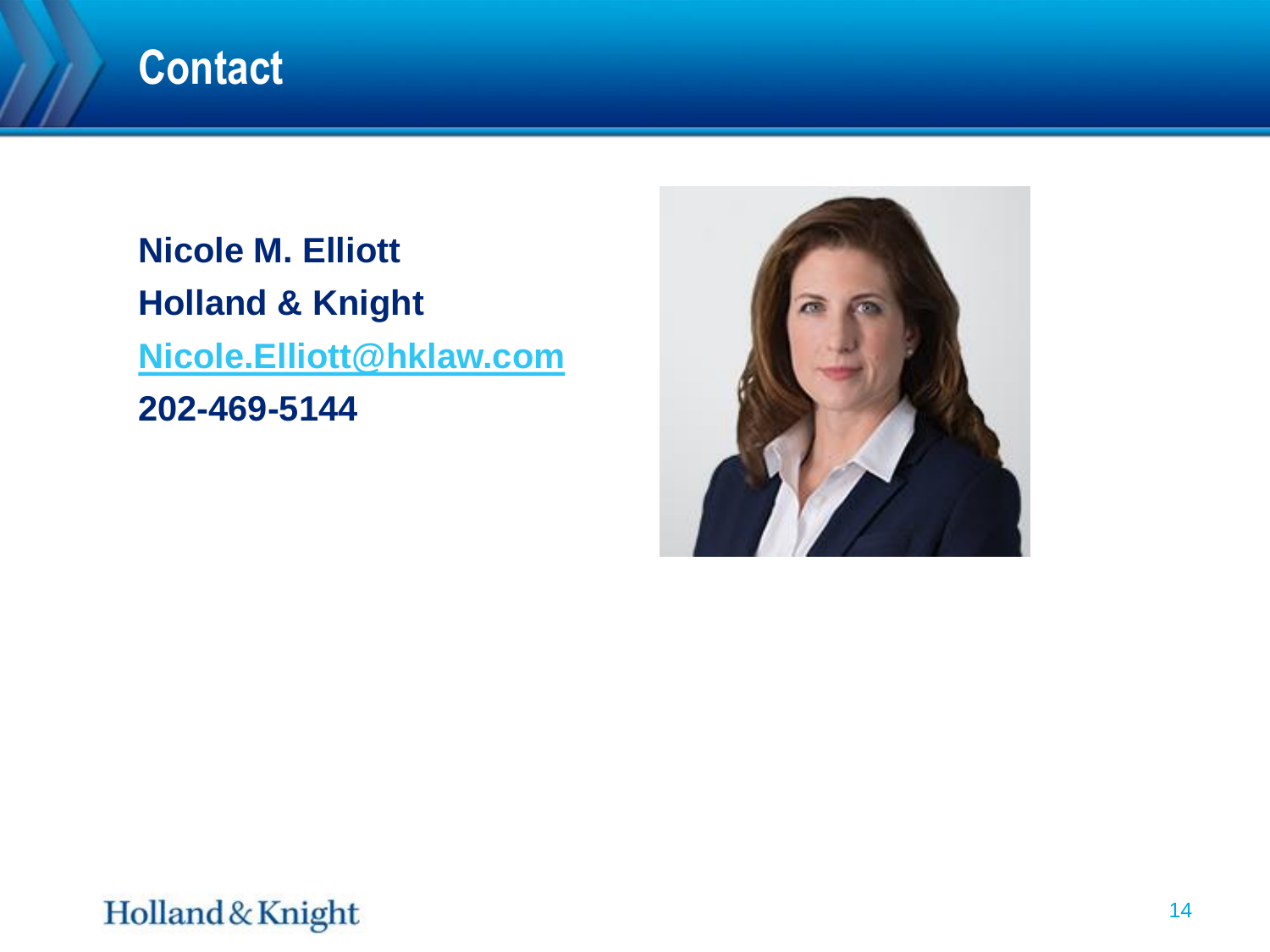# Contact

**Nicole M. Elliott**

**Holland & Knight**

**Nicole.Elliott@hklaw.com**

**202-469-5144**